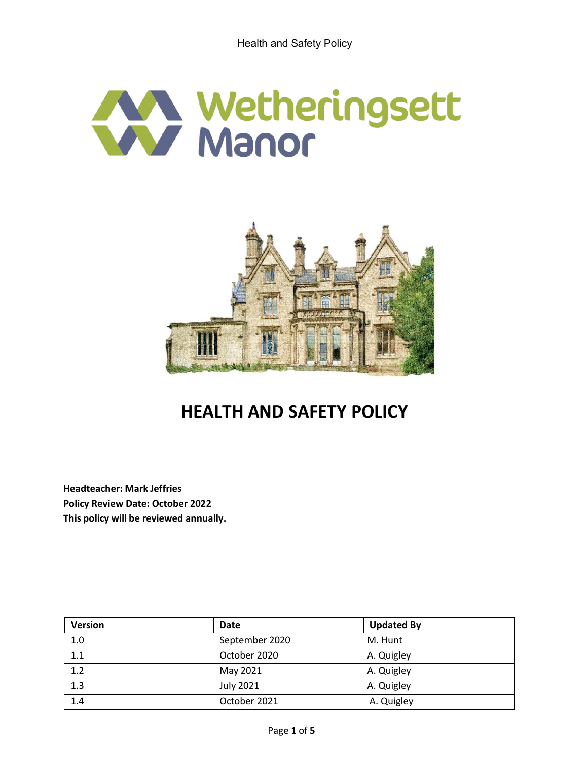# HEALTH AND SAFETY POLICY

**Headteacher: Mark Jeffries**
**Policy Review Date: October 2022**
**This policy will be reviewed annually.**

| Version | Date | Updated By |
|---|---|---|
| 1.0 | September 2020 | M. Hunt |
| 1.1 | October 2020 | A. Quigley |
| 1.2 | May 2021 | A. Quigley |
| 1.3 | July 2021 | A. Quigley |
| 1.4 | October 2021 | A. Quigley |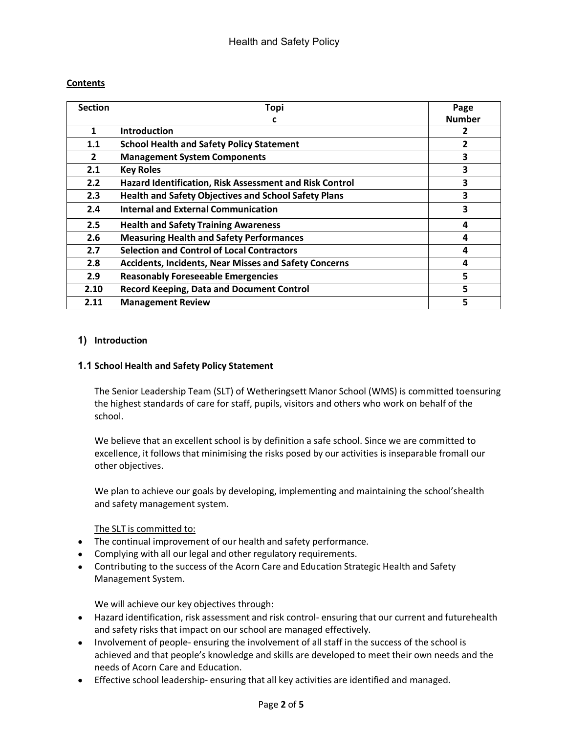**Contents**

| Section | Topic | Page Number |
|---|---|---|
| 1 | Introduction | 2 |
| 1.1 | School Health and Safety Policy Statement | 2 |
| 2 | Management System Components | 3 |
| 2.1 | Key Roles | 3 |
| 2.2 | Hazard Identification, Risk Assessment and Risk Control | 3 |
| 2.3 | Health and Safety Objectives and School Safety Plans | 3 |
| 2.4 | Internal and External Communication | 3 |
| 2.5 | Health and Safety Training Awareness | 4 |
| 2.6 | Measuring Health and Safety Performances | 4 |
| 2.7 | Selection and Control of Local Contractors | 4 |
| 2.8 | Accidents, Incidents, Near Misses and Safety Concerns | 4 |
| 2.9 | Reasonably Foreseeable Emergencies | 5 |
| 2.10 | Record Keeping, Data and Document Control | 5 |
| 2.11 | Management Review | 5 |

## 1) Introduction

### 1.1 School Health and Safety Policy Statement

The Senior Leadership Team (SLT) of Wetheringsett Manor School (WMS) is committed to ensuring the highest standards of care for staff, pupils, visitors and others who work on behalf of the school.

We believe that an excellent school is by definition a safe school. Since we are committed to excellence, it follows that minimising the risks posed by our activities is inseparable from all our other objectives.

We plan to achieve our goals by developing, implementing and maintaining the school's health and safety management system.

The SLT is committed to:

- The continual improvement of our health and safety performance.
- Complying with all our legal and other regulatory requirements.
- Contributing to the success of the Acorn Care and Education Strategic Health and Safety Management System.

We will achieve our key objectives through:

- Hazard identification, risk assessment and risk control- ensuring that our current and future health and safety risks that impact on our school are managed effectively.
- Involvement of people- ensuring the involvement of all staff in the success of the school is achieved and that people's knowledge and skills are developed to meet their own needs and the needs of Acorn Care and Education.
- Effective school leadership- ensuring that all key activities are identified and managed.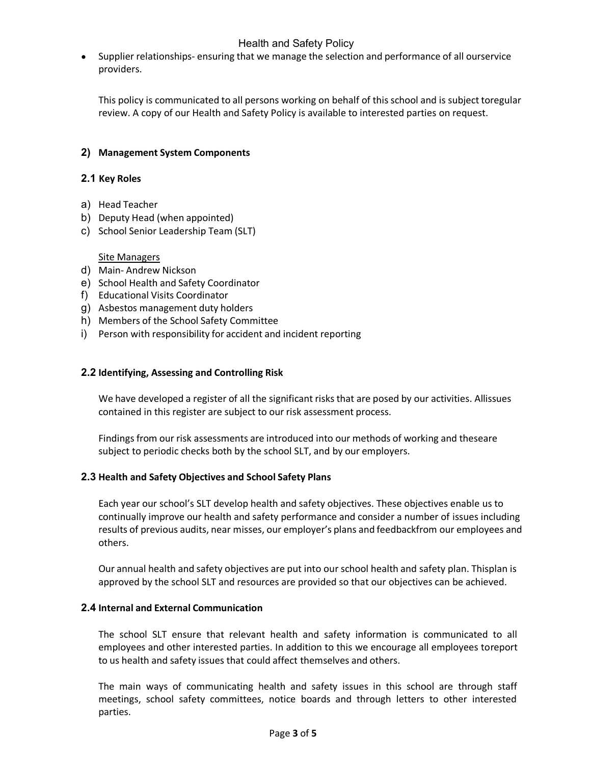- Supplier relationships- ensuring that we manage the selection and performance of all ourservice providers.

  This policy is communicated to all persons working on behalf of this school and is subject toregular review. A copy of our Health and Safety Policy is available to interested parties on request.

## 2) Management System Components

### 2.1 Key Roles

a) Head Teacher
b) Deputy Head (when appointed)
c) School Senior Leadership Team (SLT)

Site Managers

d) Main- Andrew Nickson
e) School Health and Safety Coordinator
f) Educational Visits Coordinator
g) Asbestos management duty holders
h) Members of the School Safety Committee
i) Person with responsibility for accident and incident reporting

### 2.2 Identifying, Assessing and Controlling Risk

We have developed a register of all the significant risks that are posed by our activities. Allissues contained in this register are subject to our risk assessment process.

Findings from our risk assessments are introduced into our methods of working and theseare subject to periodic checks both by the school SLT, and by our employers.

### 2.3 Health and Safety Objectives and School Safety Plans

Each year our school's SLT develop health and safety objectives. These objectives enable us to continually improve our health and safety performance and consider a number of issues including results of previous audits, near misses, our employer's plans and feedbackfrom our employees and others.

Our annual health and safety objectives are put into our school health and safety plan. Thisplan is approved by the school SLT and resources are provided so that our objectives can be achieved.

### 2.4 Internal and External Communication

The school SLT ensure that relevant health and safety information is communicated to all employees and other interested parties. In addition to this we encourage all employees toreport to us health and safety issues that could affect themselves and others.

The main ways of communicating health and safety issues in this school are through staff meetings, school safety committees, notice boards and through letters to other interested parties.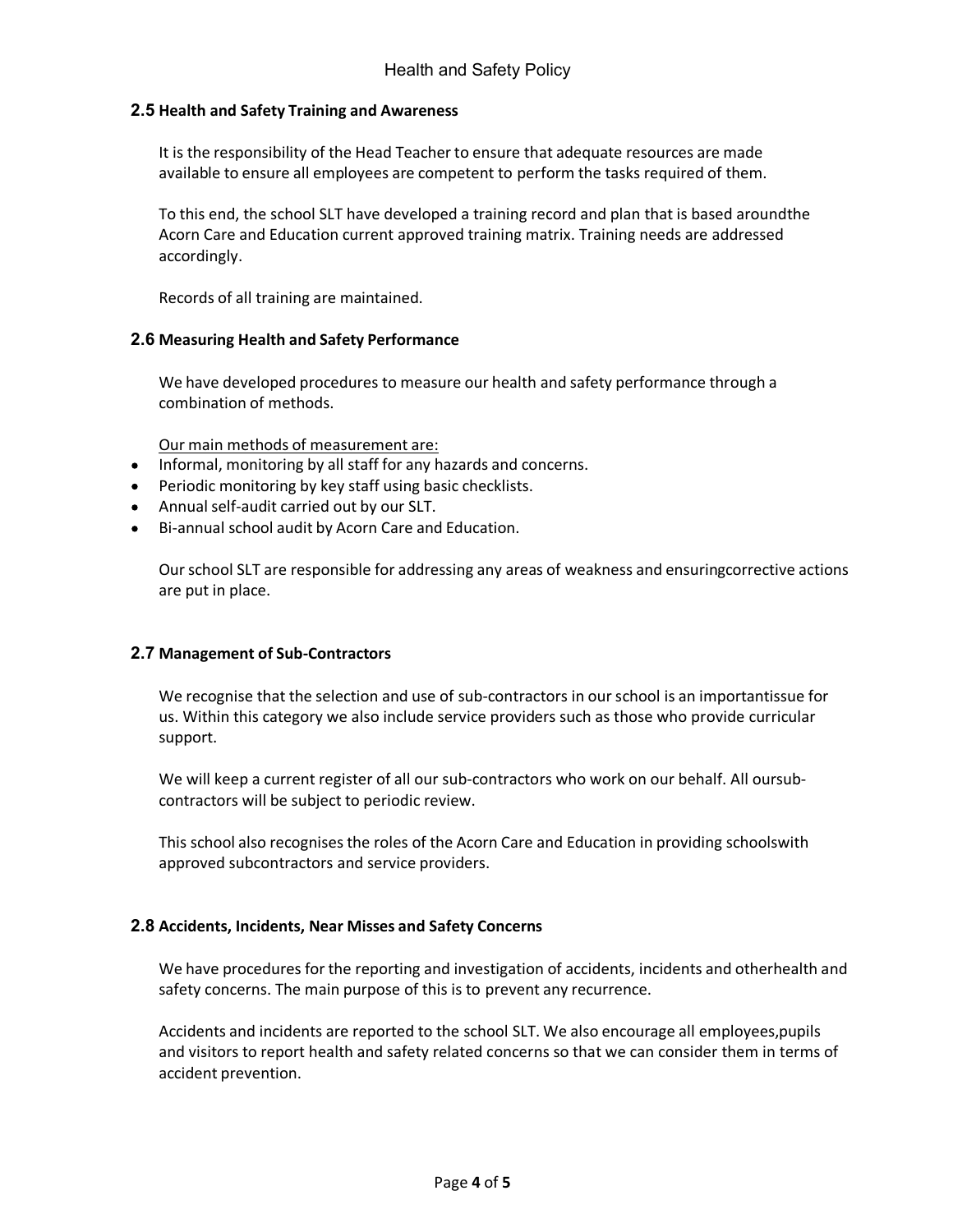### 2.5 Health and Safety Training and Awareness

It is the responsibility of the Head Teacher to ensure that adequate resources are made available to ensure all employees are competent to perform the tasks required of them.

To this end, the school SLT have developed a training record and plan that is based aroundthe Acorn Care and Education current approved training matrix. Training needs are addressed accordingly.

Records of all training are maintained.

### 2.6 Measuring Health and Safety Performance

We have developed procedures to measure our health and safety performance through a combination of methods.

Our main methods of measurement are:

- Informal, monitoring by all staff for any hazards and concerns.
- Periodic monitoring by key staff using basic checklists.
- Annual self-audit carried out by our SLT.
- Bi-annual school audit by Acorn Care and Education.

Our school SLT are responsible for addressing any areas of weakness and ensuringcorrective actions are put in place.

### 2.7 Management of Sub-Contractors

We recognise that the selection and use of sub-contractors in our school is an importantissue for us. Within this category we also include service providers such as those who provide curricular support.

We will keep a current register of all our sub-contractors who work on our behalf. All oursub-contractors will be subject to periodic review.

This school also recognises the roles of the Acorn Care and Education in providing schoolswith approved subcontractors and service providers.

### 2.8 Accidents, Incidents, Near Misses and Safety Concerns

We have procedures for the reporting and investigation of accidents, incidents and otherhealth and safety concerns. The main purpose of this is to prevent any recurrence.

Accidents and incidents are reported to the school SLT. We also encourage all employees,pupils and visitors to report health and safety related concerns so that we can consider them in terms of accident prevention.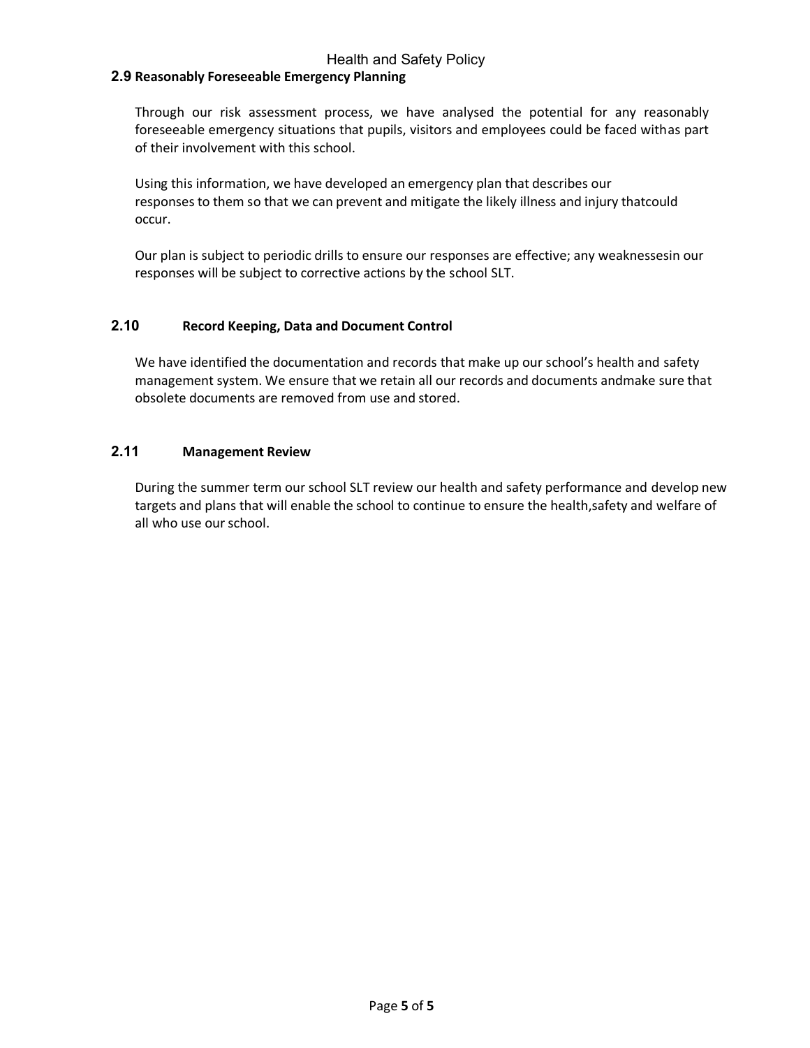## 2.9 Reasonably Foreseeable Emergency Planning

Through our risk assessment process, we have analysed the potential for any reasonably foreseeable emergency situations that pupils, visitors and employees could be faced withas part of their involvement with this school.

Using this information, we have developed an emergency plan that describes our responses to them so that we can prevent and mitigate the likely illness and injury thatcould occur.

Our plan is subject to periodic drills to ensure our responses are effective; any weaknessesin our responses will be subject to corrective actions by the school SLT.

## 2.10 Record Keeping, Data and Document Control

We have identified the documentation and records that make up our school's health and safety management system. We ensure that we retain all our records and documents andmake sure that obsolete documents are removed from use and stored.

## 2.11 Management Review

During the summer term our school SLT review our health and safety performance and develop new targets and plans that will enable the school to continue to ensure the health,safety and welfare of all who use our school.